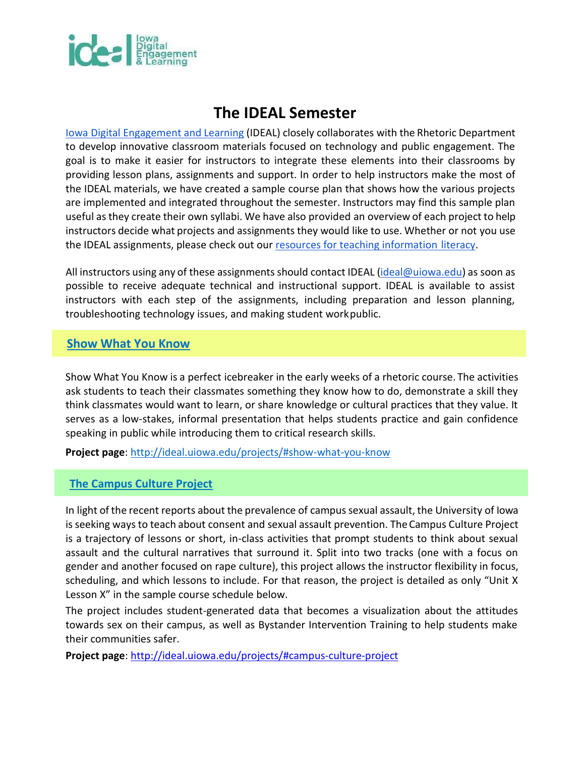# The IDEAL Semester

Iowa Digital Engagement and Learning (IDEAL) closely collaborates with the Rhetoric Department to develop innovative classroom materials focused on technology and public engagement. The goal is to make it easier for instructors to integrate these elements into their classrooms by providing lesson plans, assignments and support. In order to help instructors make the most of the IDEAL materials, we have created a sample course plan that shows how the various projects are implemented and integrated throughout the semester. Instructors may find this sample plan useful as they create their own syllabi. We have also provided an overview of each project to help instructors decide what projects and assignments they would like to use. Whether or not you use the IDEAL assignments, please check out our resources for teaching information literacy.

All instructors using any of these assignments should contact IDEAL (ideal@uiowa.edu) as soon as possible to receive adequate technical and instructional support. IDEAL is available to assist instructors with each step of the assignments, including preparation and lesson planning, troubleshooting technology issues, and making student work public.

## Show What You Know

Show What You Know is a perfect icebreaker in the early weeks of a rhetoric course. The activities ask students to teach their classmates something they know how to do, demonstrate a skill they think classmates would want to learn, or share knowledge or cultural practices that they value. It serves as a low-stakes, informal presentation that helps students practice and gain confidence speaking in public while introducing them to critical research skills.

**Project page**: http://ideal.uiowa.edu/projects/#show-what-you-know

## The Campus Culture Project

In light of the recent reports about the prevalence of campus sexual assault, the University of Iowa is seeking ways to teach about consent and sexual assault prevention. The Campus Culture Project is a trajectory of lessons or short, in-class activities that prompt students to think about sexual assault and the cultural narratives that surround it. Split into two tracks (one with a focus on gender and another focused on rape culture), this project allows the instructor flexibility in focus, scheduling, and which lessons to include. For that reason, the project is detailed as only "Unit X Lesson X" in the sample course schedule below.

The project includes student-generated data that becomes a visualization about the attitudes towards sex on their campus, as well as Bystander Intervention Training to help students make their communities safer.

**Project page**: http://ideal.uiowa.edu/projects/#campus-culture-project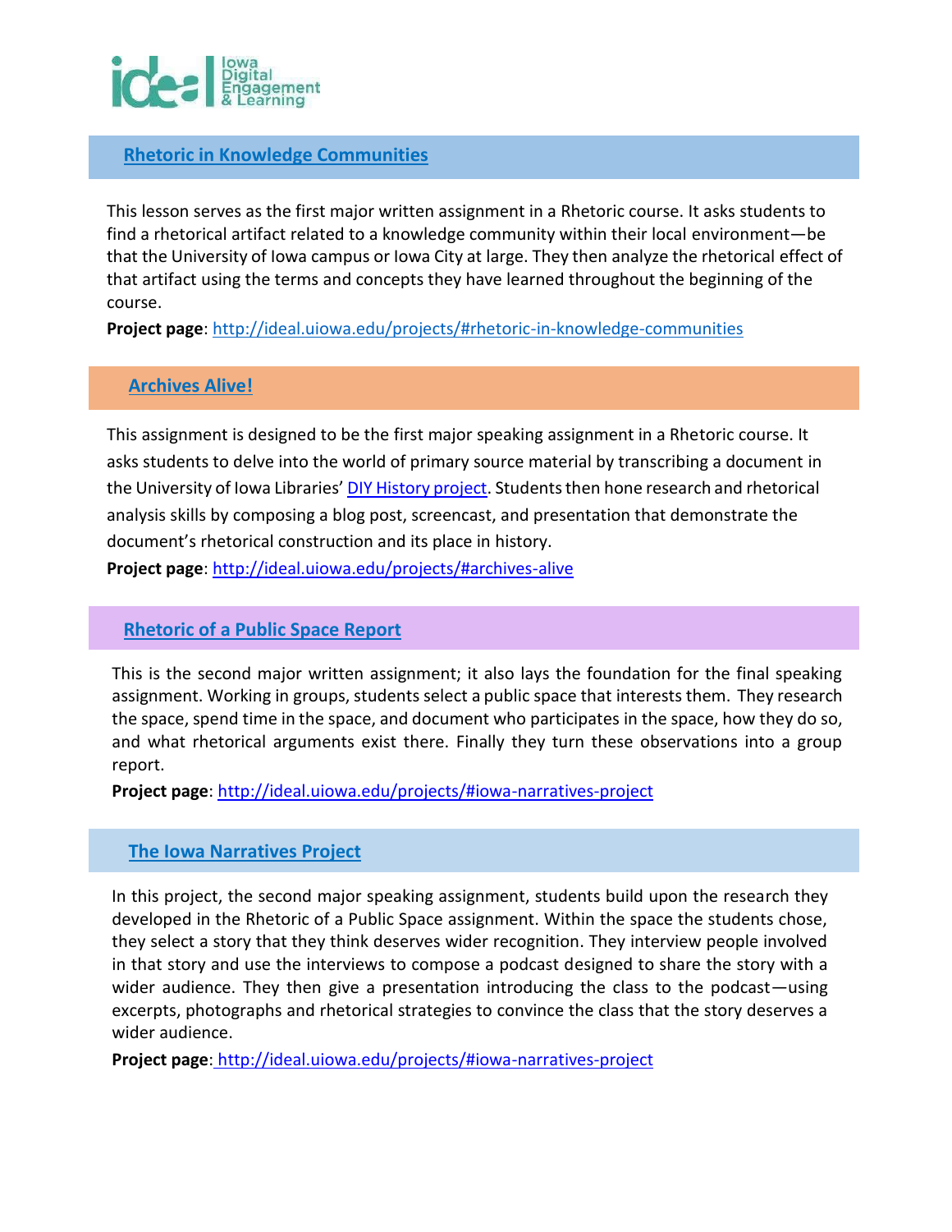## Rhetoric in Knowledge Communities

This lesson serves as the first major written assignment in a Rhetoric course. It asks students to find a rhetorical artifact related to a knowledge community within their local environment—be that the University of Iowa campus or Iowa City at large. They then analyze the rhetorical effect of that artifact using the terms and concepts they have learned throughout the beginning of the course.

**Project page**: http://ideal.uiowa.edu/projects/#rhetoric-in-knowledge-communities

## Archives Alive!

This assignment is designed to be the first major speaking assignment in a Rhetoric course. It asks students to delve into the world of primary source material by transcribing a document in the University of Iowa Libraries' DIY History project. Students then hone research and rhetorical analysis skills by composing a blog post, screencast, and presentation that demonstrate the document's rhetorical construction and its place in history.

**Project page**: http://ideal.uiowa.edu/projects/#archives-alive

## Rhetoric of a Public Space Report

This is the second major written assignment; it also lays the foundation for the final speaking assignment. Working in groups, students select a public space that interests them. They research the space, spend time in the space, and document who participates in the space, how they do so, and what rhetorical arguments exist there. Finally they turn these observations into a group report.

**Project page**: http://ideal.uiowa.edu/projects/#iowa-narratives-project

## The Iowa Narratives Project

In this project, the second major speaking assignment, students build upon the research they developed in the Rhetoric of a Public Space assignment. Within the space the students chose, they select a story that they think deserves wider recognition. They interview people involved in that story and use the interviews to compose a podcast designed to share the story with a wider audience. They then give a presentation introducing the class to the podcast—using excerpts, photographs and rhetorical strategies to convince the class that the story deserves a wider audience.

**Project page**: http://ideal.uiowa.edu/projects/#iowa-narratives-project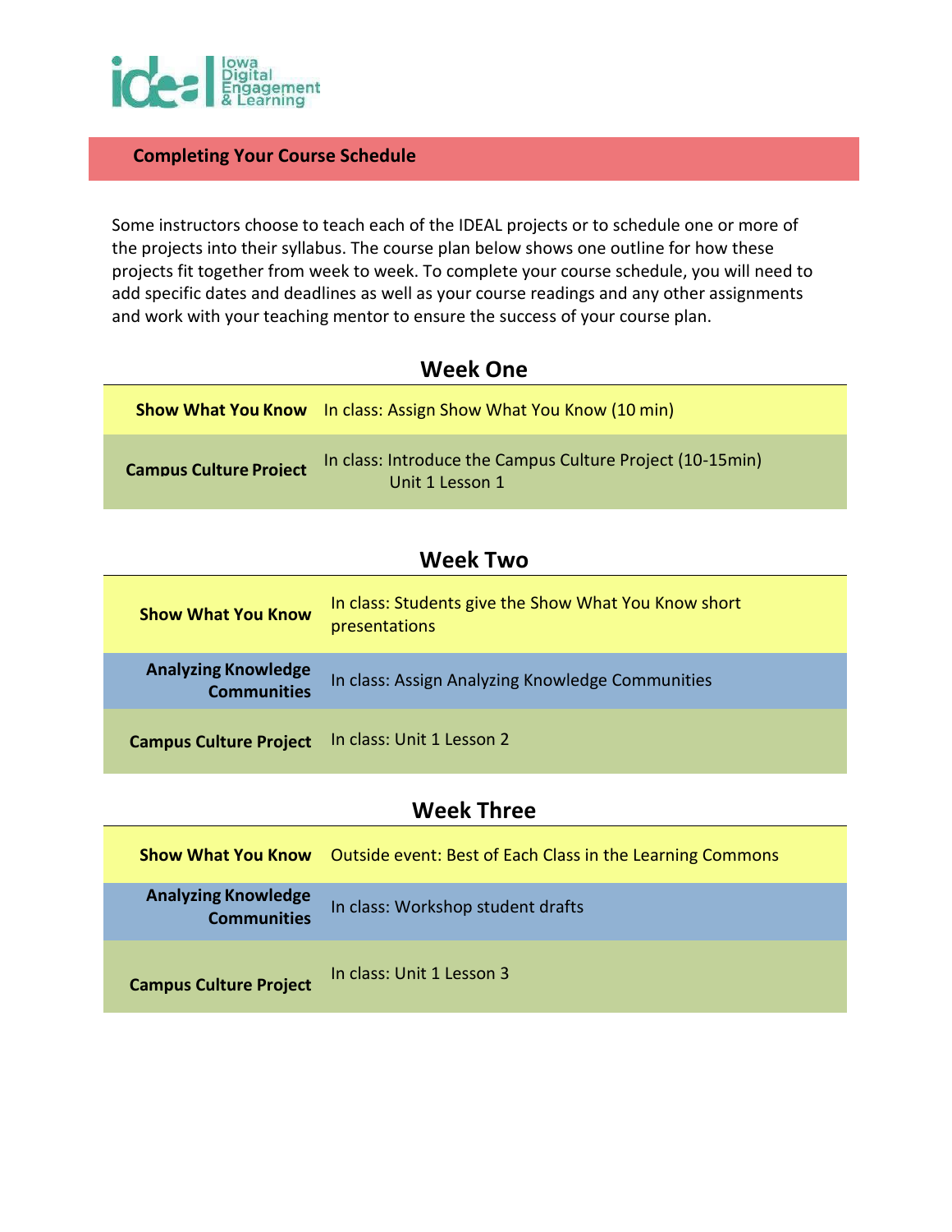## Completing Your Course Schedule

Some instructors choose to teach each of the IDEAL projects or to schedule one or more of the projects into their syllabus. The course plan below shows one outline for how these projects fit together from week to week. To complete your course schedule, you will need to add specific dates and deadlines as well as your course readings and any other assignments and work with your teaching mentor to ensure the success of your course plan.

### Week One

| | |
|---|---|
| **Show What You Know** | In class: Assign Show What You Know (10 min) |
| **Campus Culture Project** | In class: Introduce the Campus Culture Project (10-15min) Unit 1 Lesson 1 |

### Week Two

| | |
|---|---|
| **Show What You Know** | In class: Students give the Show What You Know short presentations |
| **Analyzing Knowledge Communities** | In class: Assign Analyzing Knowledge Communities |
| **Campus Culture Project** | In class: Unit 1 Lesson 2 |

### Week Three

| | |
|---|---|
| **Show What You Know** | Outside event: Best of Each Class in the Learning Commons |
| **Analyzing Knowledge Communities** | In class: Workshop student drafts |
| **Campus Culture Project** | In class: Unit 1 Lesson 3 |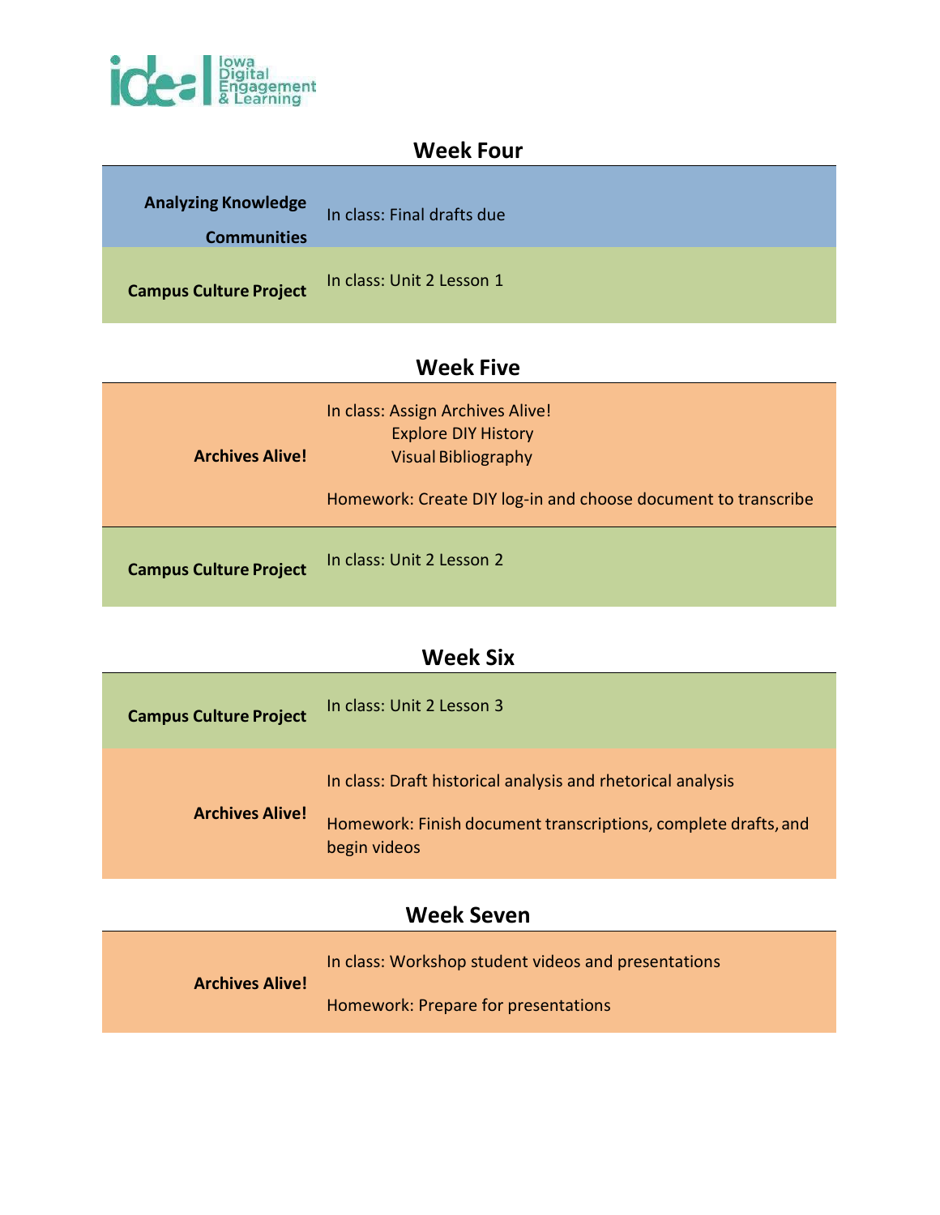## Week Four

| | |
|---|---|
| **Analyzing Knowledge Communities** | In class: Final drafts due |
| **Campus Culture Project** | In class: Unit 2 Lesson 1 |

## Week Five

| | |
|---|---|
| **Archives Alive!** | In class: Assign Archives Alive!<br>Explore DIY History<br>Visual Bibliography<br><br>Homework: Create DIY log-in and choose document to transcribe |
| **Campus Culture Project** | In class: Unit 2 Lesson 2 |

## Week Six

| | |
|---|---|
| **Campus Culture Project** | In class: Unit 2 Lesson 3 |
| **Archives Alive!** | In class: Draft historical analysis and rhetorical analysis<br><br>Homework: Finish document transcriptions, complete drafts, and begin videos |

## Week Seven

| | |
|---|---|
| **Archives Alive!** | In class: Workshop student videos and presentations<br><br>Homework: Prepare for presentations |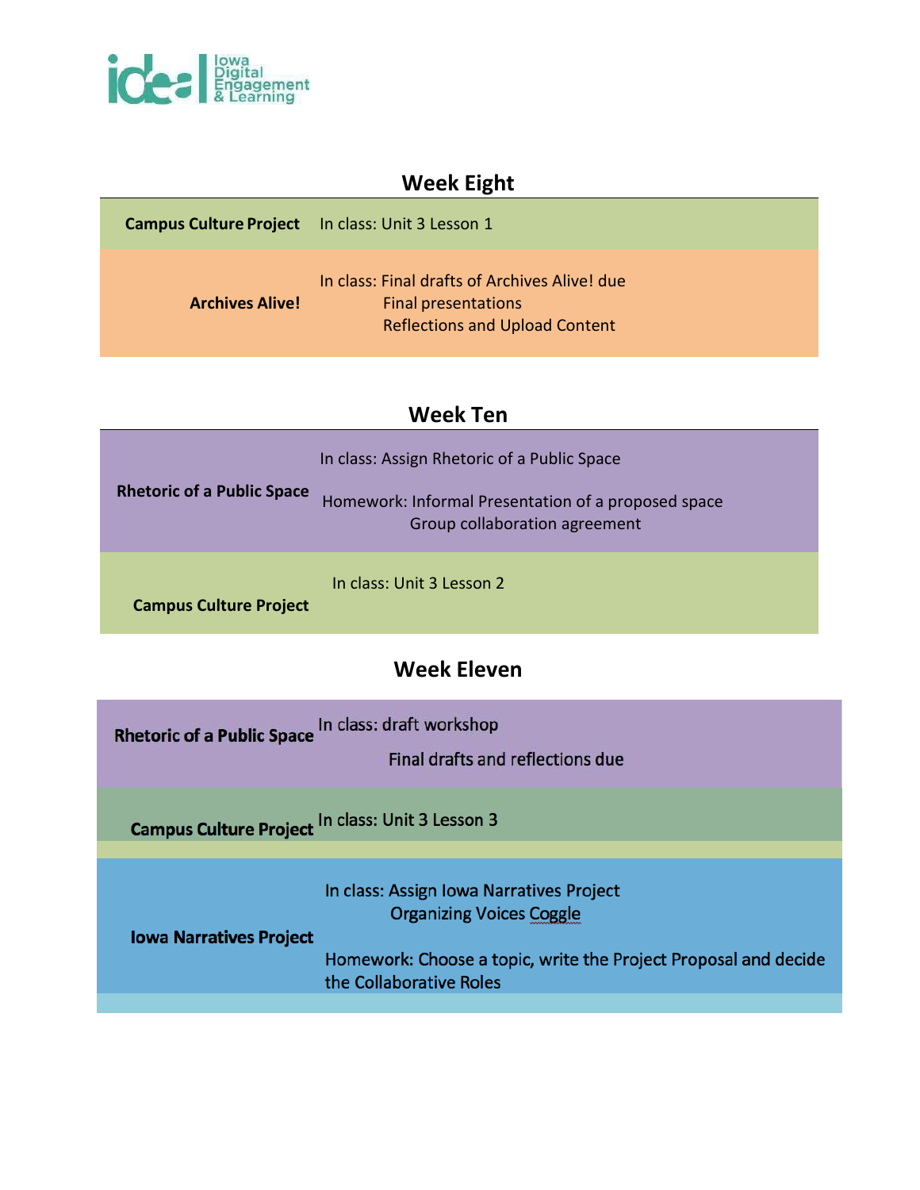## Week Eight

| | |
|---|---|
| **Campus Culture Project** | In class: Unit 3 Lesson 1 |
| **Archives Alive!** | In class: Final drafts of Archives Alive! due<br>Final presentations<br>Reflections and Upload Content |

## Week Ten

| | |
|---|---|
| **Rhetoric of a Public Space** | In class: Assign Rhetoric of a Public Space<br><br>Homework: Informal Presentation of a proposed space<br>Group collaboration agreement |
| **Campus Culture Project** | In class: Unit 3 Lesson 2 |

## Week Eleven

| | |
|---|---|
| **Rhetoric of a Public Space** | In class: draft workshop<br><br>Final drafts and reflections due |
| **Campus Culture Project** | In class: Unit 3 Lesson 3 |
| **Iowa Narratives Project** | In class: Assign Iowa Narratives Project<br>Organizing Voices Coggle<br><br>Homework: Choose a topic, write the Project Proposal and decide the Collaborative Roles |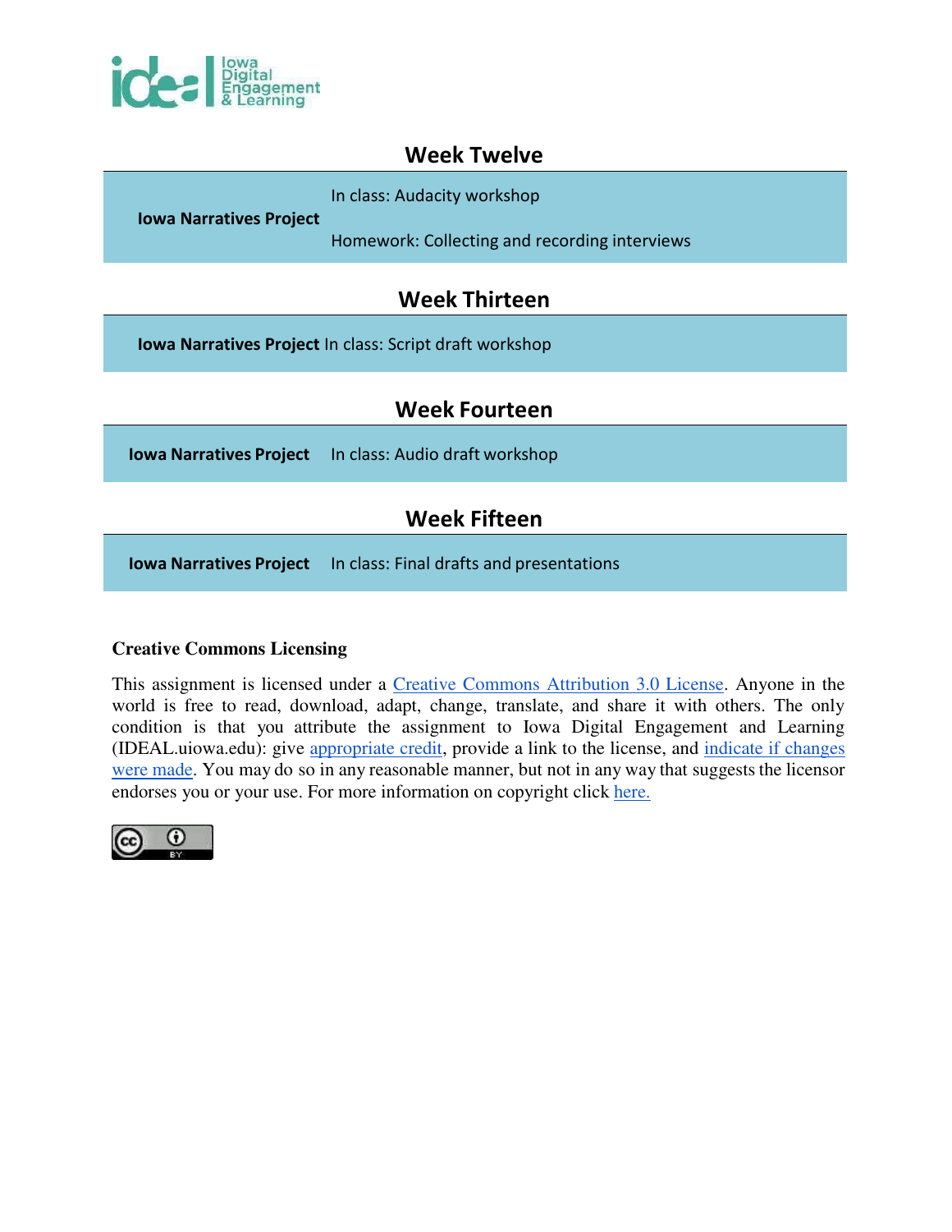## Week Twelve

| | |
|---|---|
| **Iowa Narratives Project** | In class: Audacity workshop<br><br>Homework: Collecting and recording interviews |

## Week Thirteen

| | |
|---|---|
| **Iowa Narratives Project** | In class: Script draft workshop |

## Week Fourteen

| | |
|---|---|
| **Iowa Narratives Project** | In class: Audio draft workshop |

## Week Fifteen

| | |
|---|---|
| **Iowa Narratives Project** | In class: Final drafts and presentations |

**Creative Commons Licensing**

This assignment is licensed under a Creative Commons Attribution 3.0 License. Anyone in the world is free to read, download, adapt, change, translate, and share it with others. The only condition is that you attribute the assignment to Iowa Digital Engagement and Learning (IDEAL.uiowa.edu): give appropriate credit, provide a link to the license, and indicate if changes were made. You may do so in any reasonable manner, but not in any way that suggests the licensor endorses you or your use. For more information on copyright click here.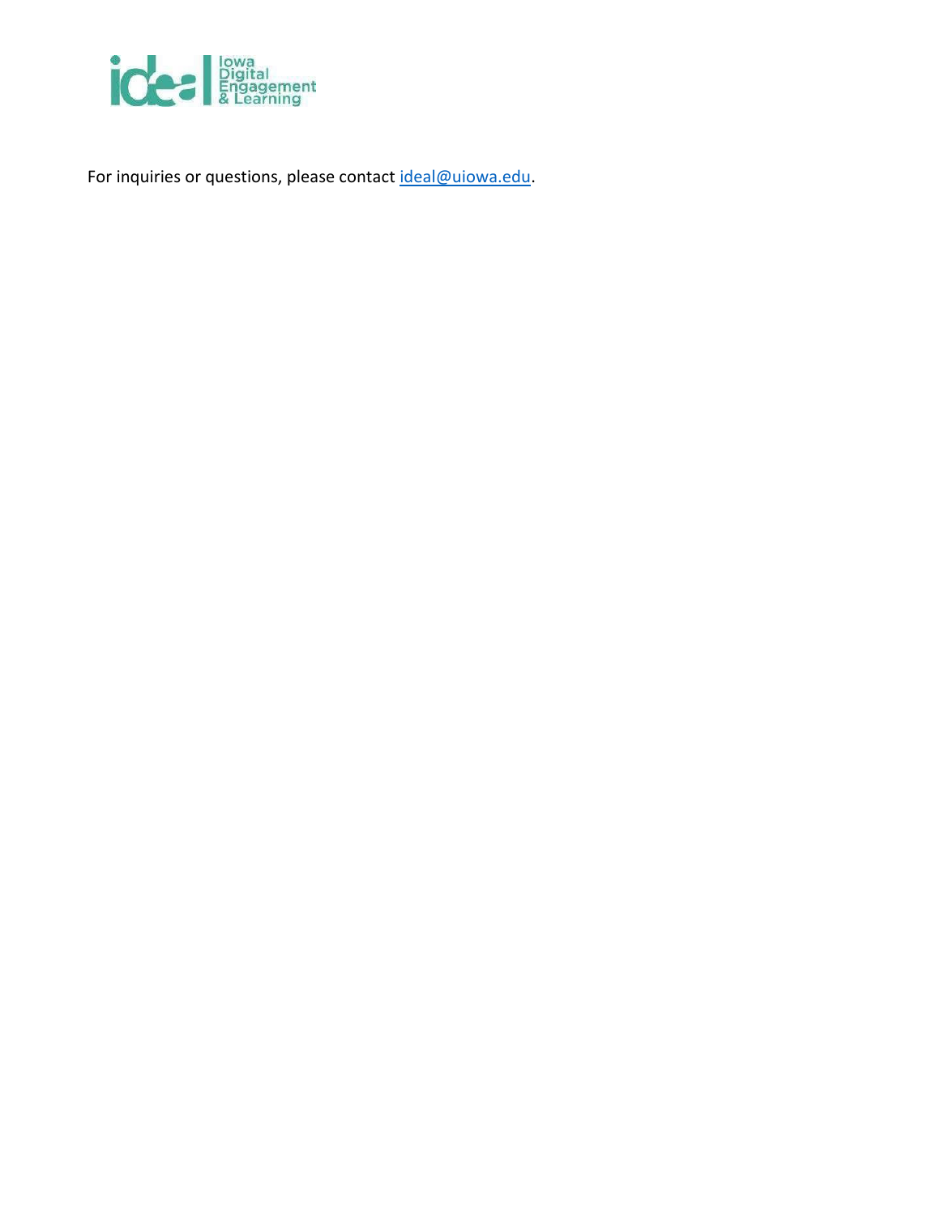For inquiries or questions, please contact [ideal@uiowa.edu](mailto:ideal@uiowa.edu).